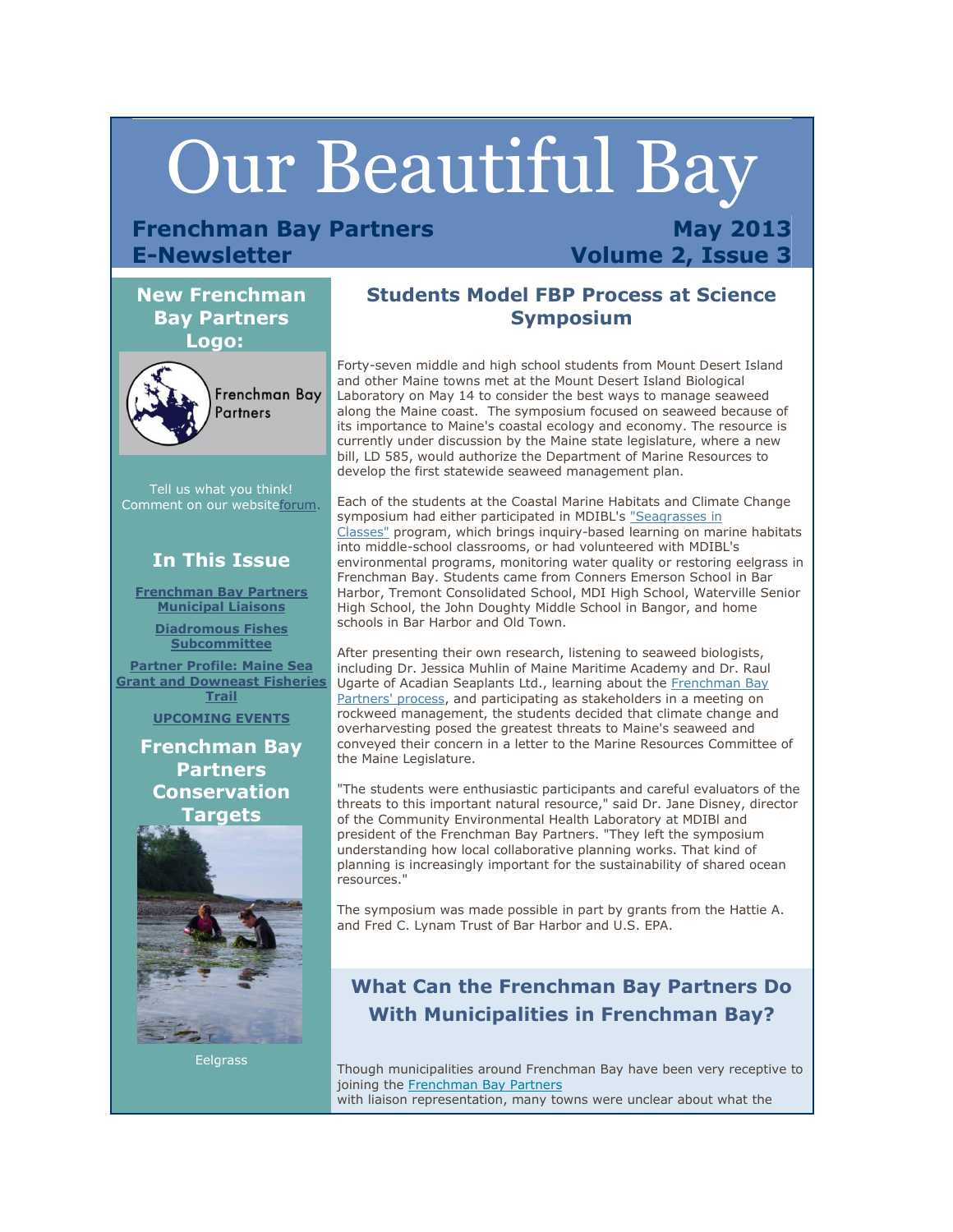# Our Beautiful Bay

**Frenchman Bay Partners E-Newsletter**

**May 2013**
**Volume 2, Issue 3**

## New Frenchman Bay Partners Logo:

Tell us what you think! Comment on our website forum.

## In This Issue

**Frenchman Bay Partners Municipal Liaisons**

**Diadromous Fishes Subcommittee**

**Partner Profile: Maine Sea Grant and Downeast Fisheries Trail**

**UPCOMING EVENTS**

## Frenchman Bay Partners Conservation Targets

Eelgrass

## Students Model FBP Process at Science Symposium

Forty-seven middle and high school students from Mount Desert Island and other Maine towns met at the Mount Desert Island Biological Laboratory on May 14 to consider the best ways to manage seaweed along the Maine coast. The symposium focused on seaweed because of its importance to Maine's coastal ecology and economy. The resource is currently under discussion by the Maine state legislature, where a new bill, LD 585, would authorize the Department of Marine Resources to develop the first statewide seaweed management plan.

Each of the students at the Coastal Marine Habitats and Climate Change symposium had either participated in MDIBL's "Seagrasses in Classes" program, which brings inquiry-based learning on marine habitats into middle-school classrooms, or had volunteered with MDIBL's environmental programs, monitoring water quality or restoring eelgrass in Frenchman Bay. Students came from Conners Emerson School in Bar Harbor, Tremont Consolidated School, MDI High School, Waterville Senior High School, the John Doughty Middle School in Bangor, and home schools in Bar Harbor and Old Town.

After presenting their own research, listening to seaweed biologists, including Dr. Jessica Muhlin of Maine Maritime Academy and Dr. Raul Ugarte of Acadian Seaplants Ltd., learning about the Frenchman Bay Partners' process, and participating as stakeholders in a meeting on rockweed management, the students decided that climate change and overharvesting posed the greatest threats to Maine's seaweed and conveyed their concern in a letter to the Marine Resources Committee of the Maine Legislature.

"The students were enthusiastic participants and careful evaluators of the threats to this important natural resource," said Dr. Jane Disney, director of the Community Environmental Health Laboratory at MDIBl and president of the Frenchman Bay Partners. "They left the symposium understanding how local collaborative planning works. That kind of planning is increasingly important for the sustainability of shared ocean resources."

The symposium was made possible in part by grants from the Hattie A. and Fred C. Lynam Trust of Bar Harbor and U.S. EPA.

## What Can the Frenchman Bay Partners Do With Municipalities in Frenchman Bay?

Though municipalities around Frenchman Bay have been very receptive to joining the Frenchman Bay Partners with liaison representation, many towns were unclear about what the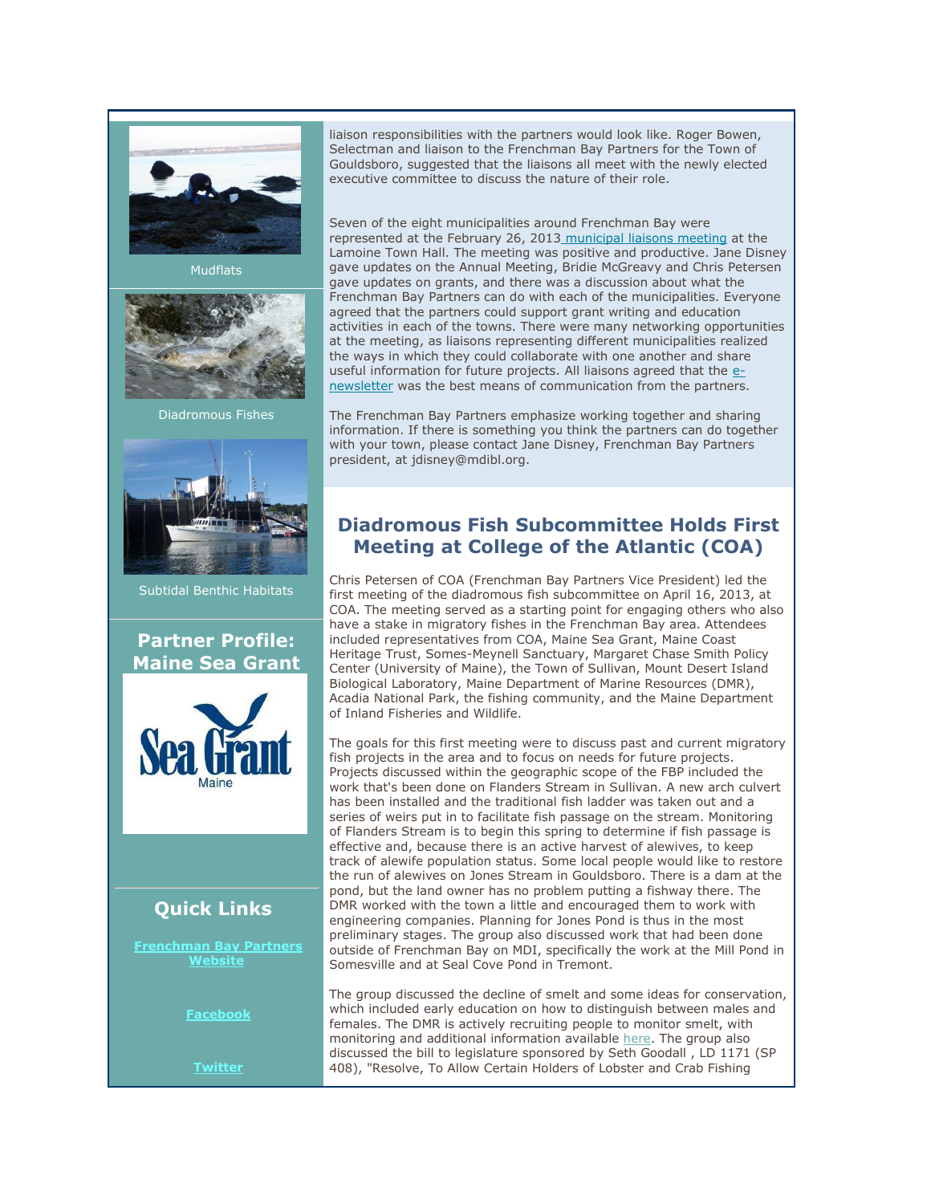liaison responsibilities with the partners would look like. Roger Bowen, Selectman and liaison to the Frenchman Bay Partners for the Town of Gouldsboro, suggested that the liaisons all meet with the newly elected executive committee to discuss the nature of their role.

Seven of the eight municipalities around Frenchman Bay were represented at the February 26, 2013 municipal liaisons meeting at the Lamoine Town Hall. The meeting was positive and productive. Jane Disney gave updates on the Annual Meeting, Bridie McGreavy and Chris Petersen gave updates on grants, and there was a discussion about what the Frenchman Bay Partners can do with each of the municipalities. Everyone agreed that the partners could support grant writing and education activities in each of the towns. There were many networking opportunities at the meeting, as liaisons representing different municipalities realized the ways in which they could collaborate with one another and share useful information for future projects. All liaisons agreed that the e-newsletter was the best means of communication from the partners.

The Frenchman Bay Partners emphasize working together and sharing information. If there is something you think the partners can do together with your town, please contact Jane Disney, Frenchman Bay Partners president, at jdisney@mdibl.org.

## Diadromous Fish Subcommittee Holds First Meeting at College of the Atlantic (COA)

Chris Petersen of COA (Frenchman Bay Partners Vice President) led the first meeting of the diadromous fish subcommittee on April 16, 2013, at COA. The meeting served as a starting point for engaging others who also have a stake in migratory fishes in the Frenchman Bay area. Attendees included representatives from COA, Maine Sea Grant, Maine Coast Heritage Trust, Somes-Meynell Sanctuary, Margaret Chase Smith Policy Center (University of Maine), the Town of Sullivan, Mount Desert Island Biological Laboratory, Maine Department of Marine Resources (DMR), Acadia National Park, the fishing community, and the Maine Department of Inland Fisheries and Wildlife.

The goals for this first meeting were to discuss past and current migratory fish projects in the area and to focus on needs for future projects. Projects discussed within the geographic scope of the FBP included the work that's been done on Flanders Stream in Sullivan. A new arch culvert has been installed and the traditional fish ladder was taken out and a series of weirs put in to facilitate fish passage on the stream. Monitoring of Flanders Stream is to begin this spring to determine if fish passage is effective and, because there is an active harvest of alewives, to keep track of alewife population status. Some local people would like to restore the run of alewives on Jones Stream in Gouldsboro. There is a dam at the pond, but the land owner has no problem putting a fishway there. The DMR worked with the town a little and encouraged them to work with engineering companies. Planning for Jones Pond is thus in the most preliminary stages. The group also discussed work that had been done outside of Frenchman Bay on MDI, specifically the work at the Mill Pond in Somesville and at Seal Cove Pond in Tremont.

The group discussed the decline of smelt and some ideas for conservation, which included early education on how to distinguish between males and females. The DMR is actively recruiting people to monitor smelt, with monitoring and additional information available here. The group also discussed the bill to legislature sponsored by Seth Goodall , LD 1171 (SP 408), "Resolve, To Allow Certain Holders of Lobster and Crab Fishing

Mudflats

Diadromous Fishes

Subtidal Benthic Habitats

## Partner Profile: Maine Sea Grant

Sea Grant Maine

## Quick Links

**Frenchman Bay Partners Website**

**Facebook**

**Twitter**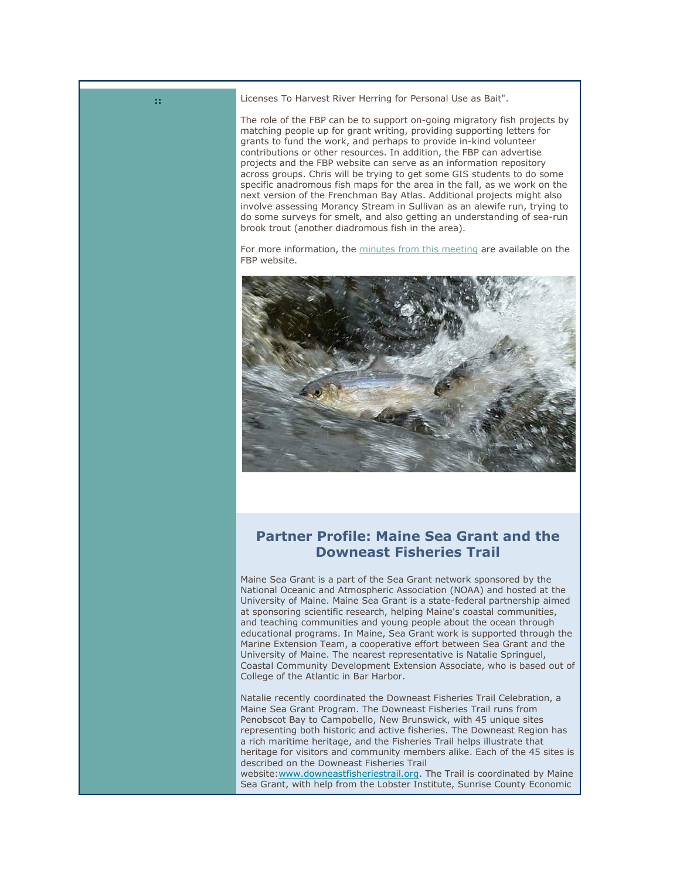Licenses To Harvest River Herring for Personal Use as Bait".

The role of the FBP can be to support on-going migratory fish projects by matching people up for grant writing, providing supporting letters for grants to fund the work, and perhaps to provide in-kind volunteer contributions or other resources. In addition, the FBP can advertise projects and the FBP website can serve as an information repository across groups. Chris will be trying to get some GIS students to do some specific anadromous fish maps for the area in the fall, as we work on the next version of the Frenchman Bay Atlas. Additional projects might also involve assessing Morancy Stream in Sullivan as an alewife run, trying to do some surveys for smelt, and also getting an understanding of sea-run brook trout (another diadromous fish in the area).

For more information, the minutes from this meeting are available on the FBP website.

## Partner Profile: Maine Sea Grant and the Downeast Fisheries Trail

Maine Sea Grant is a part of the Sea Grant network sponsored by the National Oceanic and Atmospheric Association (NOAA) and hosted at the University of Maine. Maine Sea Grant is a state-federal partnership aimed at sponsoring scientific research, helping Maine's coastal communities, and teaching communities and young people about the ocean through educational programs. In Maine, Sea Grant work is supported through the Marine Extension Team, a cooperative effort between Sea Grant and the University of Maine. The nearest representative is Natalie Springuel, Coastal Community Development Extension Associate, who is based out of College of the Atlantic in Bar Harbor.

Natalie recently coordinated the Downeast Fisheries Trail Celebration, a Maine Sea Grant Program. The Downeast Fisheries Trail runs from Penobscot Bay to Campobello, New Brunswick, with 45 unique sites representing both historic and active fisheries. The Downeast Region has a rich maritime heritage, and the Fisheries Trail helps illustrate that heritage for visitors and community members alike. Each of the 45 sites is described on the Downeast Fisheries Trail website:www.downeastfisheriestrail.org. The Trail is coordinated by Maine Sea Grant, with help from the Lobster Institute, Sunrise County Economic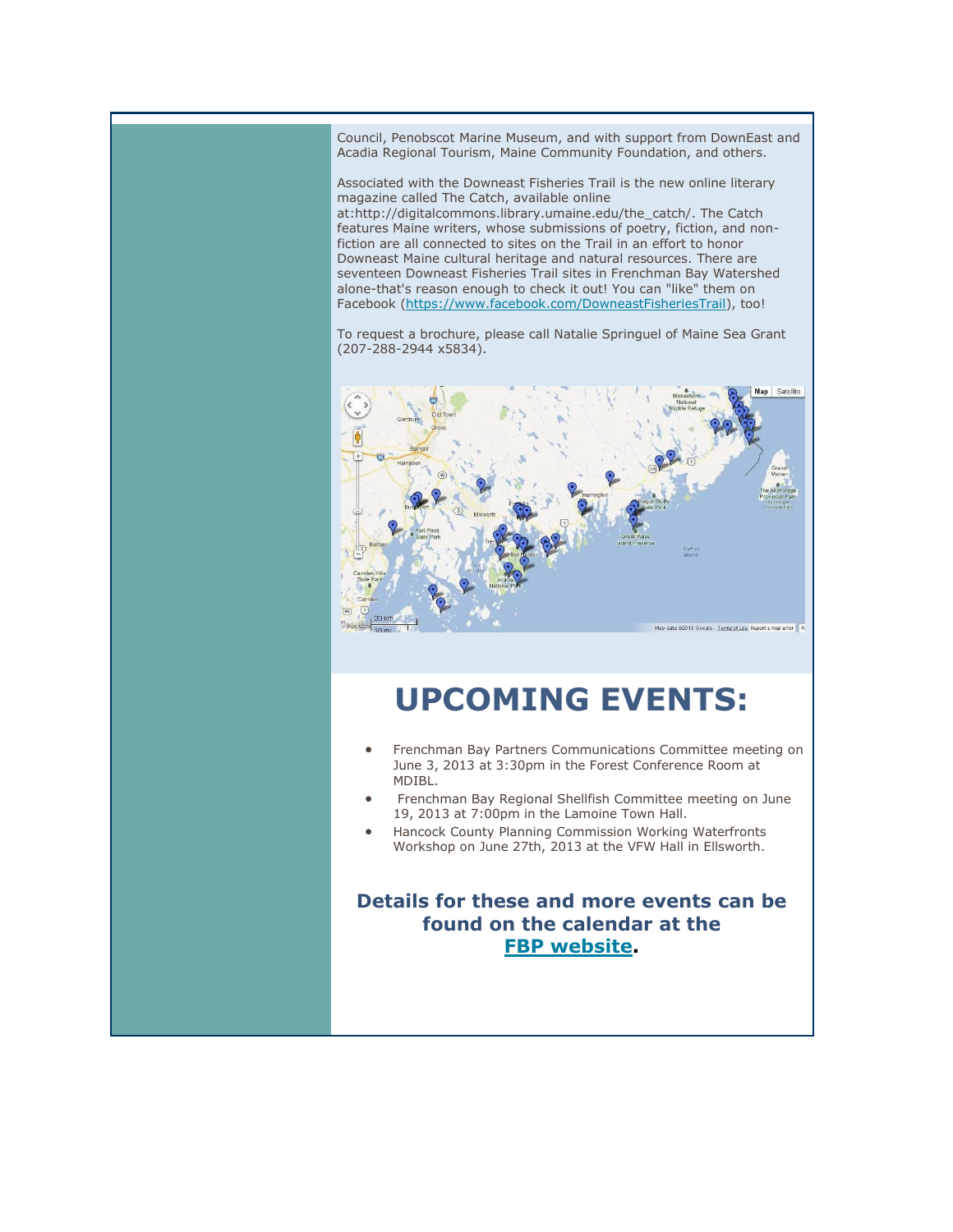Council, Penobscot Marine Museum, and with support from DownEast and Acadia Regional Tourism, Maine Community Foundation, and others.

Associated with the Downeast Fisheries Trail is the new online literary magazine called The Catch, available online at:http://digitalcommons.library.umaine.edu/the_catch/. The Catch features Maine writers, whose submissions of poetry, fiction, and non-fiction are all connected to sites on the Trail in an effort to honor Downeast Maine cultural heritage and natural resources. There are seventeen Downeast Fisheries Trail sites in Frenchman Bay Watershed alone-that's reason enough to check it out! You can "like" them on Facebook (https://www.facebook.com/DowneastFisheriesTrail), too!

To request a brochure, please call Natalie Springuel of Maine Sea Grant (207-288-2944 x5834).

# UPCOMING EVENTS:

- Frenchman Bay Partners Communications Committee meeting on June 3, 2013 at 3:30pm in the Forest Conference Room at MDIBL.
- Frenchman Bay Regional Shellfish Committee meeting on June 19, 2013 at 7:00pm in the Lamoine Town Hall.
- Hancock County Planning Commission Working Waterfronts Workshop on June 27th, 2013 at the VFW Hall in Ellsworth.

**Details for these and more events can be found on the calendar at the FBP website.**